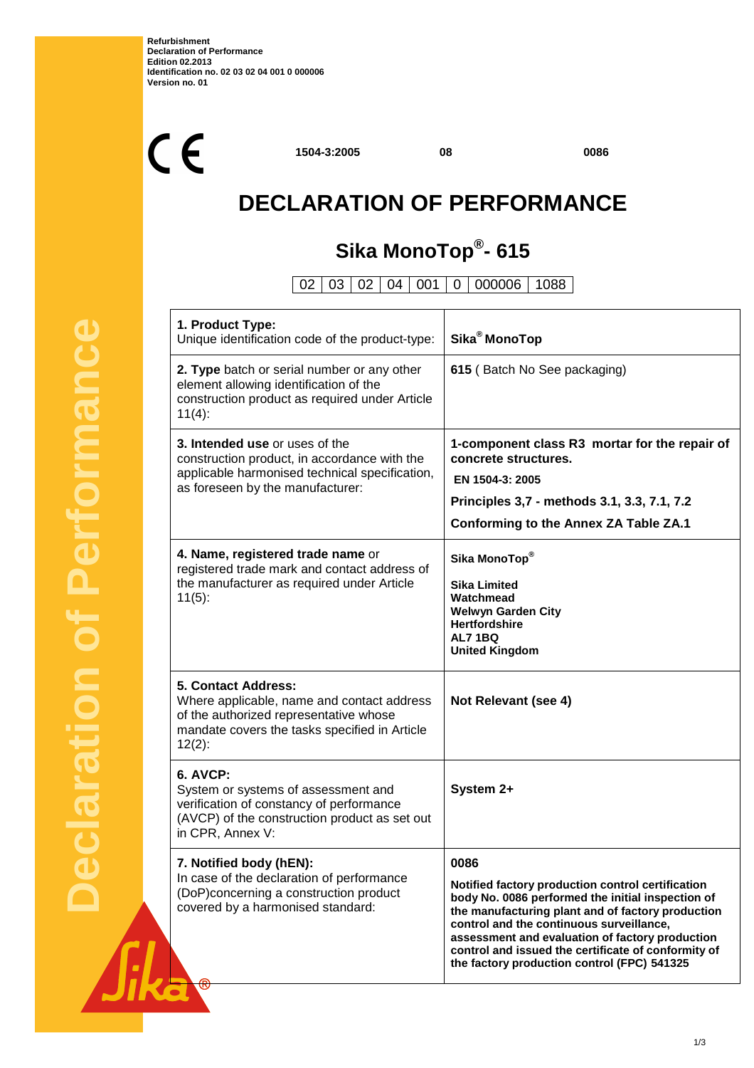**Refurbishment**
**Declaration of Performance**
**Edition 02.2013**
**Identification no. 02 03 02 04 001 0 000006**
**Version no. 01**

CE **1504-3:2005** **08** **0086**

# DECLARATION OF PERFORMANCE

## Sika MonoTop®- 615

| 02 | 03 | 02 | 04 | 001 | 0 | 000006 | 1088 |
|---|---|---|---|---|---|---|---|

| | |
|---|---|
| **1. Product Type:** Unique identification code of the product-type: | **Sika® MonoTop** |
| **2. Type** batch or serial number or any other element allowing identification of the construction product as required under Article 11(4): | **615** ( Batch No See packaging) |
| **3. Intended use** or uses of the construction product, in accordance with the applicable harmonised technical specification, as foreseen by the manufacturer: | **1-component class R3 mortar for the repair of concrete structures.** **EN 1504-3: 2005** **Principles 3,7 - methods 3.1, 3.3, 7.1, 7.2** **Conforming to the Annex ZA Table ZA.1** |
| **4. Name, registered trade name** or registered trade mark and contact address of the manufacturer as required under Article 11(5): | **Sika MonoTop®** **Sika Limited** **Watchmead** **Welwyn Garden City** **Hertfordshire** **AL7 1BQ** **United Kingdom** |
| **5. Contact Address:** Where applicable, name and contact address of the authorized representative whose mandate covers the tasks specified in Article 12(2): | **Not Relevant (see 4)** |
| **6. AVCP:** System or systems of assessment and verification of constancy of performance (AVCP) of the construction product as set out in CPR, Annex V: | **System 2+** |
| **7. Notified body (hEN):** In case of the declaration of performance (DoP)concerning a construction product covered by a harmonised standard: | **0086** **Notified factory production control certification body No. 0086 performed the initial inspection of the manufacturing plant and of factory production control and the continuous surveillance, assessment and evaluation of factory production control and issued the certificate of conformity of the factory production control (FPC) 541325** |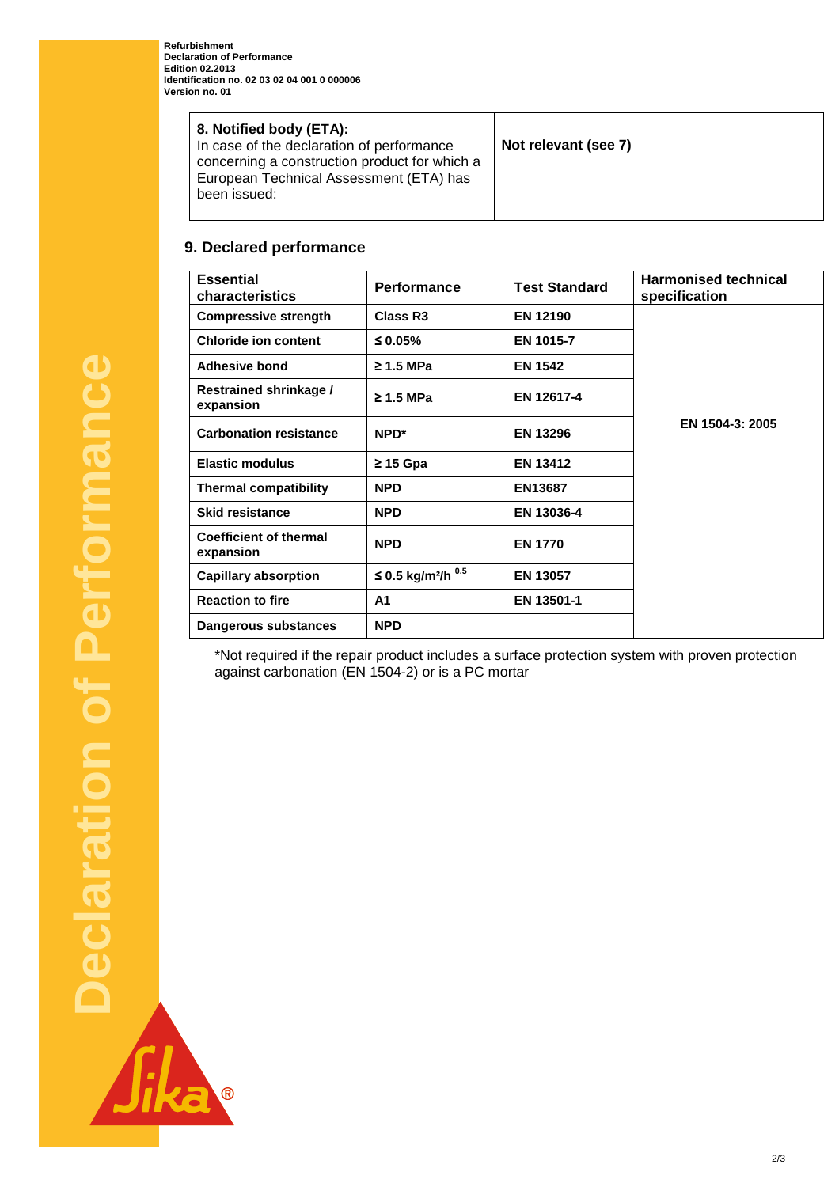| **8. Notified body (ETA):** In case of the declaration of performance concerning a construction product for which a European Technical Assessment (ETA) has been issued: | **Not relevant (see 7)** |
|---|---|

## 9. Declared performance

| Essential characteristics | Performance | Test Standard | Harmonised technical specification |
|---|---|---|---|
| Compressive strength | Class R3 | EN 12190 | EN 1504-3: 2005 |
| Chloride ion content | ≤ 0.05% | EN 1015-7 | |
| Adhesive bond | ≥ 1.5 MPa | EN 1542 | |
| Restrained shrinkage / expansion | ≥ 1.5 MPa | EN 12617-4 | |
| Carbonation resistance | NPD* | EN 13296 | |
| Elastic modulus | ≥ 15 Gpa | EN 13412 | |
| Thermal compatibility | NPD | EN13687 | |
| Skid resistance | NPD | EN 13036-4 | |
| Coefficient of thermal expansion | NPD | EN 1770 | |
| Capillary absorption | ≤ 0.5 $kg/m^2/h^{0.5}$ | EN 13057 | |
| Reaction to fire | A1 | EN 13501-1 | |
| Dangerous substances | NPD | | |

*Not required if the repair product includes a surface protection system with proven protection against carbonation (EN 1504-2) or is a PC mortar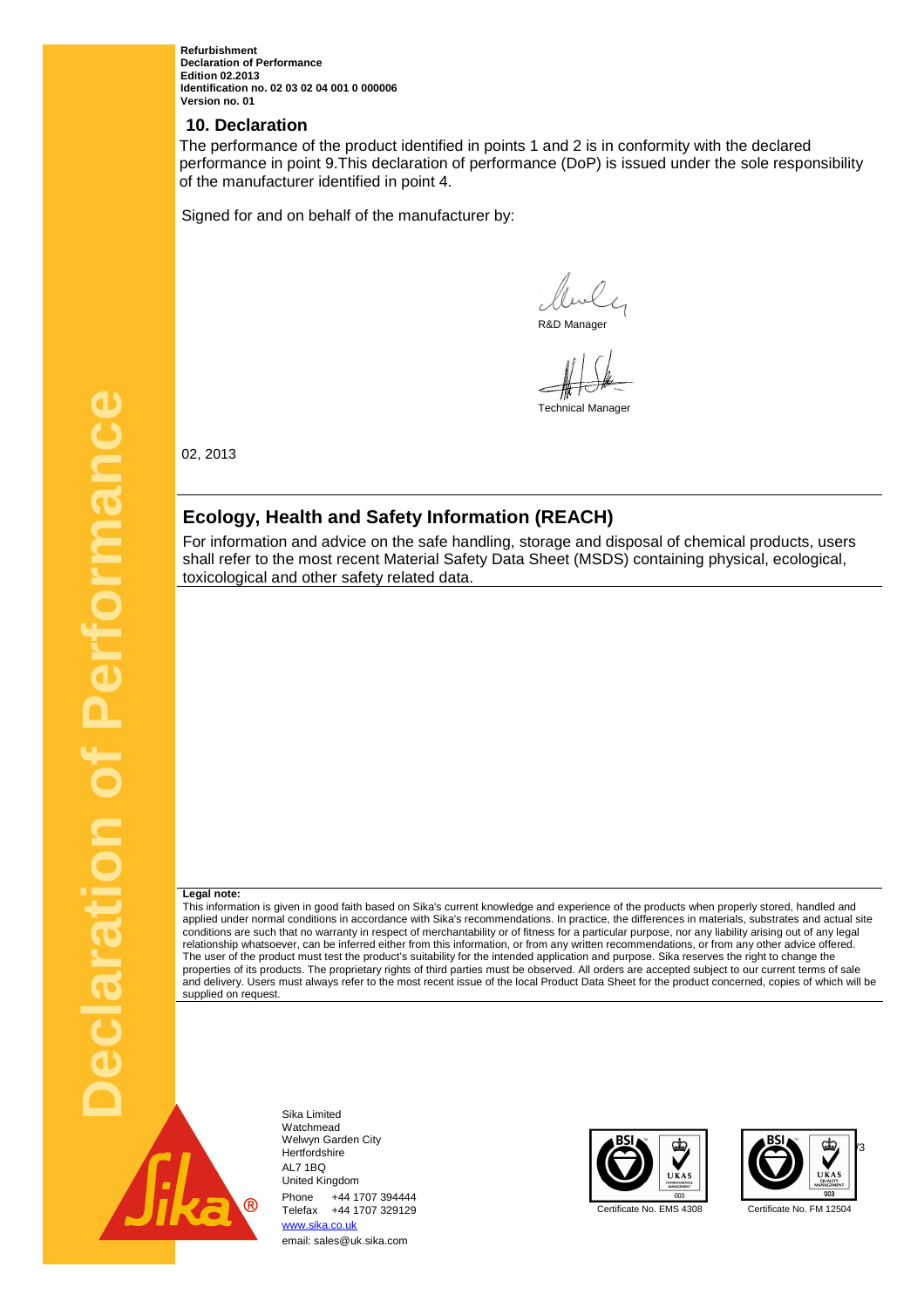**Refurbishment**
**Declaration of Performance**
**Edition 02.2013**
**Identification no. 02 03 02 04 001 0 000006**
**Version no. 01**

## 10. Declaration

The performance of the product identified in points 1 and 2 is in conformity with the declared performance in point 9.This declaration of performance (DoP) is issued under the sole responsibility of the manufacturer identified in point 4.

Signed for and on behalf of the manufacturer by:

R&D Manager

Technical Manager

02, 2013

## Ecology, Health and Safety Information (REACH)

For information and advice on the safe handling, storage and disposal of chemical products, users shall refer to the most recent Material Safety Data Sheet (MSDS) containing physical, ecological, toxicological and other safety related data.

**Legal note:**
This information is given in good faith based on Sika's current knowledge and experience of the products when properly stored, handled and applied under normal conditions in accordance with Sika's recommendations. In practice, the differences in materials, substrates and actual site conditions are such that no warranty in respect of merchantability or of fitness for a particular purpose, nor any liability arising out of any legal relationship whatsoever, can be inferred either from this information, or from any written recommendations, or from any other advice offered. The user of the product must test the product's suitability for the intended application and purpose. Sika reserves the right to change the properties of its products. The proprietary rights of third parties must be observed. All orders are accepted subject to our current terms of sale and delivery. Users must always refer to the most recent issue of the local Product Data Sheet for the product concerned, copies of which will be supplied on request.

Sika Limited
Watchmead
Welwyn Garden City
Hertfordshire
AL7 1BQ
United Kingdom
Phone +44 1707 394444
Telefax +44 1707 329129
www.sika.co.uk
email: sales@uk.sika.com

Certificate No. EMS 4308

Certificate No. FM 12504